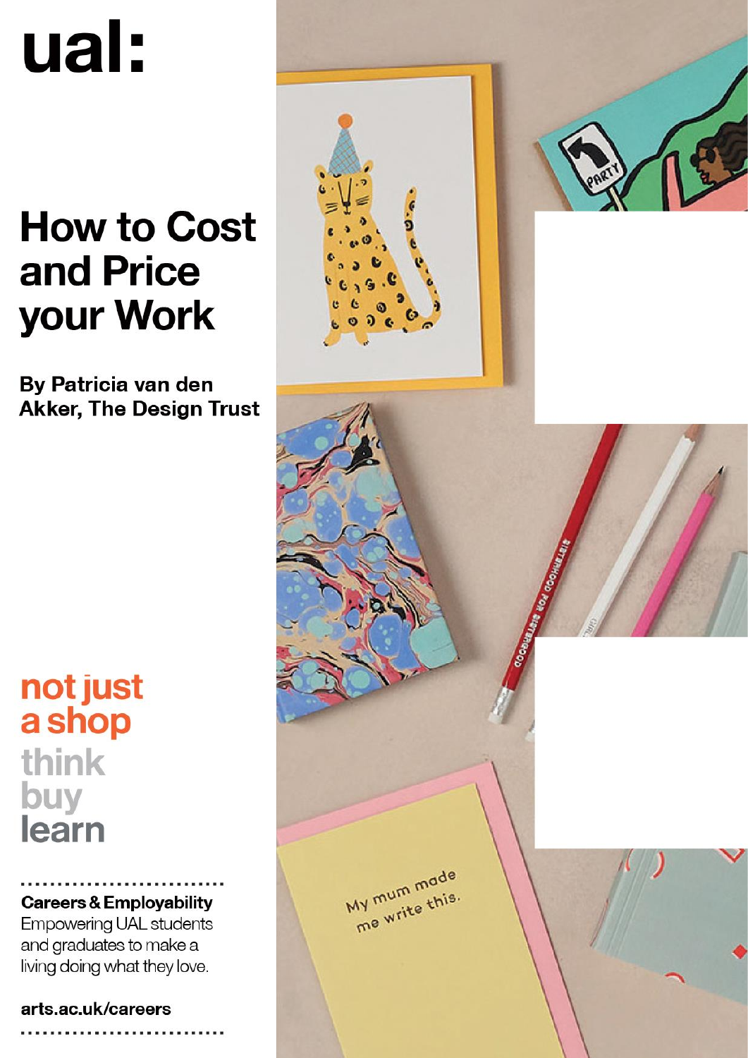ual:

# How to Cost and Price your Work

**By Patricia van den Akker, The Design Trust**

not just a shop
think
buy
learn

**Careers & Employability**
Empowering UAL students and graduates to make a living doing what they love.

**arts.ac.uk/careers**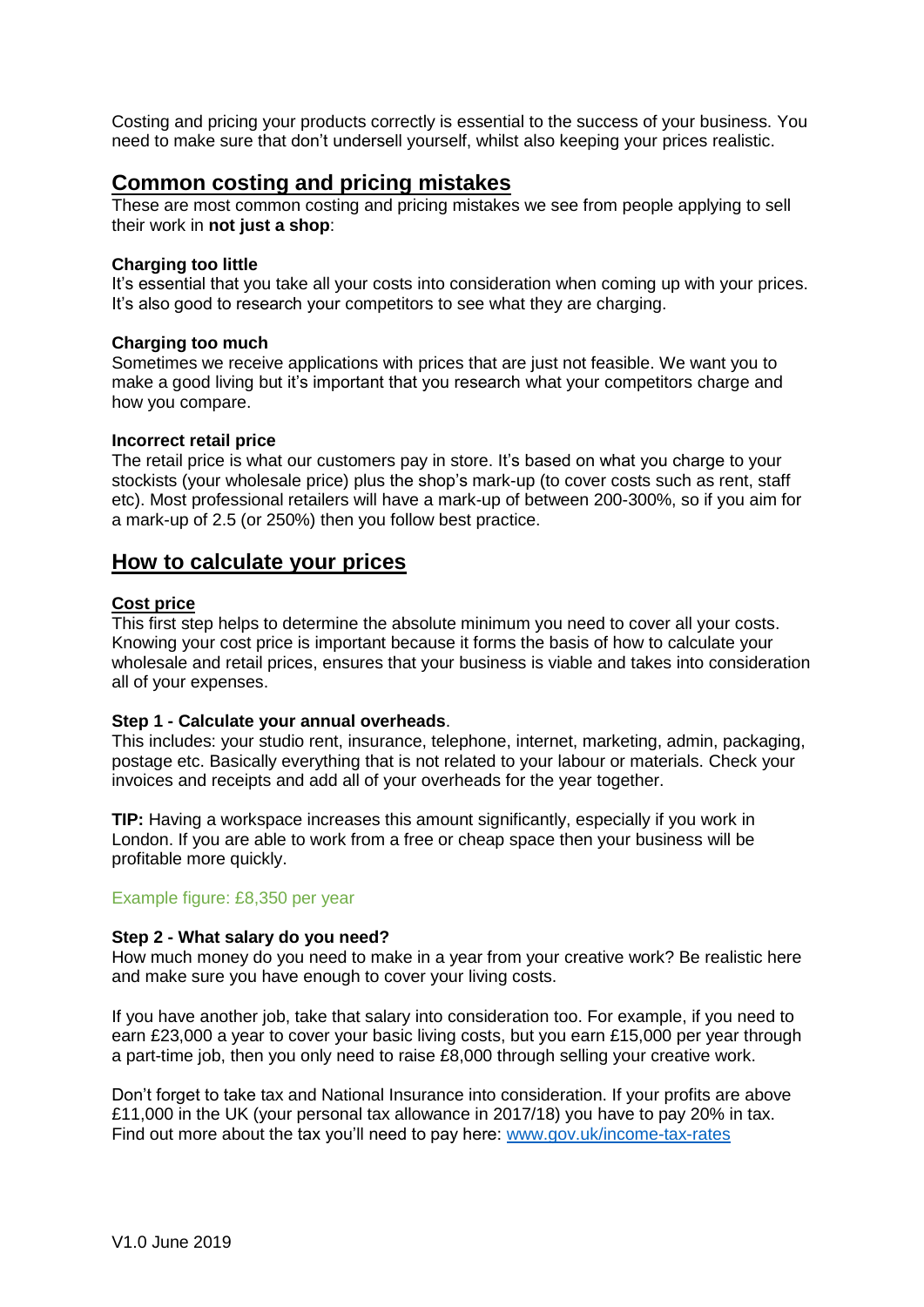Costing and pricing your products correctly is essential to the success of your business. You need to make sure that don't undersell yourself, whilst also keeping your prices realistic.

## Common costing and pricing mistakes

These are most common costing and pricing mistakes we see from people applying to sell their work in **not just a shop**:

**Charging too little**
It's essential that you take all your costs into consideration when coming up with your prices. It's also good to research your competitors to see what they are charging.

**Charging too much**
Sometimes we receive applications with prices that are just not feasible. We want you to make a good living but it's important that you research what your competitors charge and how you compare.

**Incorrect retail price**
The retail price is what our customers pay in store. It's based on what you charge to your stockists (your wholesale price) plus the shop's mark-up (to cover costs such as rent, staff etc). Most professional retailers will have a mark-up of between 200-300%, so if you aim for a mark-up of 2.5 (or 250%) then you follow best practice.

## How to calculate your prices

### Cost price

This first step helps to determine the absolute minimum you need to cover all your costs. Knowing your cost price is important because it forms the basis of how to calculate your wholesale and retail prices, ensures that your business is viable and takes into consideration all of your expenses.

**Step 1 - Calculate your annual overheads**.
This includes: your studio rent, insurance, telephone, internet, marketing, admin, packaging, postage etc. Basically everything that is not related to your labour or materials. Check your invoices and receipts and add all of your overheads for the year together.

**TIP:** Having a workspace increases this amount significantly, especially if you work in London. If you are able to work from a free or cheap space then your business will be profitable more quickly.

Example figure: £8,350 per year

**Step 2 - What salary do you need?**
How much money do you need to make in a year from your creative work? Be realistic here and make sure you have enough to cover your living costs.

If you have another job, take that salary into consideration too. For example, if you need to earn £23,000 a year to cover your basic living costs, but you earn £15,000 per year through a part-time job, then you only need to raise £8,000 through selling your creative work.

Don't forget to take tax and National Insurance into consideration. If your profits are above £11,000 in the UK (your personal tax allowance in 2017/18) you have to pay 20% in tax. Find out more about the tax you'll need to pay here: [www.gov.uk/income-tax-rates](http://www.gov.uk/income-tax-rates)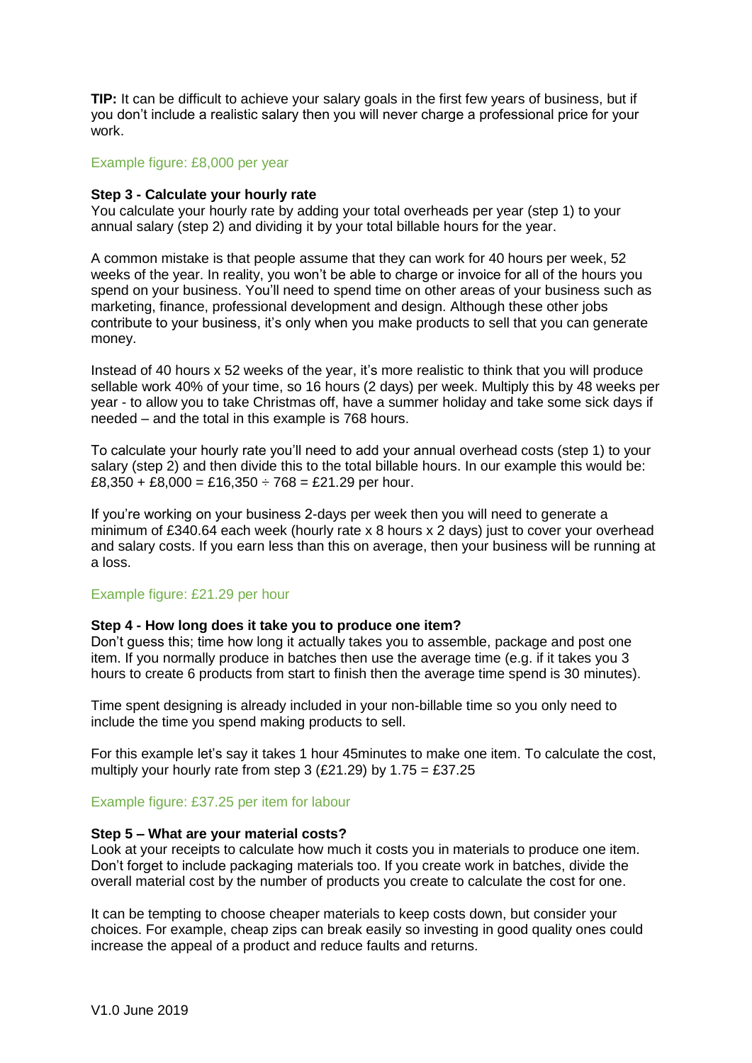**TIP:** It can be difficult to achieve your salary goals in the first few years of business, but if you don't include a realistic salary then you will never charge a professional price for your work.

Example figure: £8,000 per year

**Step 3 - Calculate your hourly rate**

You calculate your hourly rate by adding your total overheads per year (step 1) to your annual salary (step 2) and dividing it by your total billable hours for the year.

A common mistake is that people assume that they can work for 40 hours per week, 52 weeks of the year. In reality, you won't be able to charge or invoice for all of the hours you spend on your business. You'll need to spend time on other areas of your business such as marketing, finance, professional development and design. Although these other jobs contribute to your business, it's only when you make products to sell that you can generate money.

Instead of 40 hours x 52 weeks of the year, it's more realistic to think that you will produce sellable work 40% of your time, so 16 hours (2 days) per week. Multiply this by 48 weeks per year - to allow you to take Christmas off, have a summer holiday and take some sick days if needed – and the total in this example is 768 hours.

To calculate your hourly rate you'll need to add your annual overhead costs (step 1) to your salary (step 2) and then divide this to the total billable hours. In our example this would be: £8,350 + £8,000 = £16,350 ÷ 768 = £21.29 per hour.

If you're working on your business 2-days per week then you will need to generate a minimum of £340.64 each week (hourly rate x 8 hours x 2 days) just to cover your overhead and salary costs. If you earn less than this on average, then your business will be running at a loss.

Example figure: £21.29 per hour

**Step 4 - How long does it take you to produce one item?**

Don't guess this; time how long it actually takes you to assemble, package and post one item. If you normally produce in batches then use the average time (e.g. if it takes you 3 hours to create 6 products from start to finish then the average time spend is 30 minutes).

Time spent designing is already included in your non-billable time so you only need to include the time you spend making products to sell.

For this example let's say it takes 1 hour 45minutes to make one item. To calculate the cost, multiply your hourly rate from step 3 (£21.29) by 1.75 = £37.25

Example figure: £37.25 per item for labour

**Step 5 – What are your material costs?**

Look at your receipts to calculate how much it costs you in materials to produce one item. Don't forget to include packaging materials too. If you create work in batches, divide the overall material cost by the number of products you create to calculate the cost for one.

It can be tempting to choose cheaper materials to keep costs down, but consider your choices. For example, cheap zips can break easily so investing in good quality ones could increase the appeal of a product and reduce faults and returns.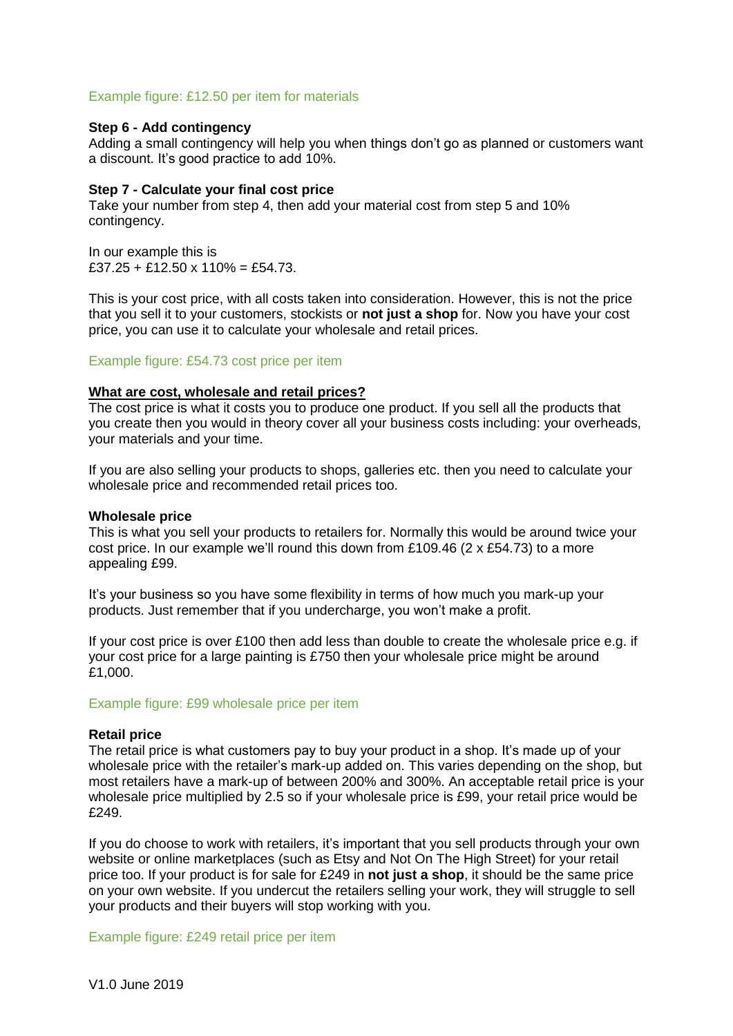Example figure: £12.50 per item for materials

**Step 6 - Add contingency**
Adding a small contingency will help you when things don't go as planned or customers want a discount. It's good practice to add 10%.

**Step 7 - Calculate your final cost price**
Take your number from step 4, then add your material cost from step 5 and 10% contingency.

In our example this is
£37.25 + £12.50 x 110% = £54.73.

This is your cost price, with all costs taken into consideration. However, this is not the price that you sell it to your customers, stockists or **not just a shop** for. Now you have your cost price, you can use it to calculate your wholesale and retail prices.

Example figure: £54.73 cost price per item

**What are cost, wholesale and retail prices?**
The cost price is what it costs you to produce one product. If you sell all the products that you create then you would in theory cover all your business costs including: your overheads, your materials and your time.

If you are also selling your products to shops, galleries etc. then you need to calculate your wholesale price and recommended retail prices too.

**Wholesale price**
This is what you sell your products to retailers for. Normally this would be around twice your cost price. In our example we'll round this down from £109.46 (2 x £54.73) to a more appealing £99.

It's your business so you have some flexibility in terms of how much you mark-up your products. Just remember that if you undercharge, you won't make a profit.

If your cost price is over £100 then add less than double to create the wholesale price e.g. if your cost price for a large painting is £750 then your wholesale price might be around £1,000.

Example figure: £99 wholesale price per item

**Retail price**
The retail price is what customers pay to buy your product in a shop. It's made up of your wholesale price with the retailer's mark-up added on. This varies depending on the shop, but most retailers have a mark-up of between 200% and 300%. An acceptable retail price is your wholesale price multiplied by 2.5 so if your wholesale price is £99, your retail price would be £249.

If you do choose to work with retailers, it's important that you sell products through your own website or online marketplaces (such as Etsy and Not On The High Street) for your retail price too. If your product is for sale for £249 in **not just a shop**, it should be the same price on your own website. If you undercut the retailers selling your work, they will struggle to sell your products and their buyers will stop working with you.

Example figure: £249 retail price per item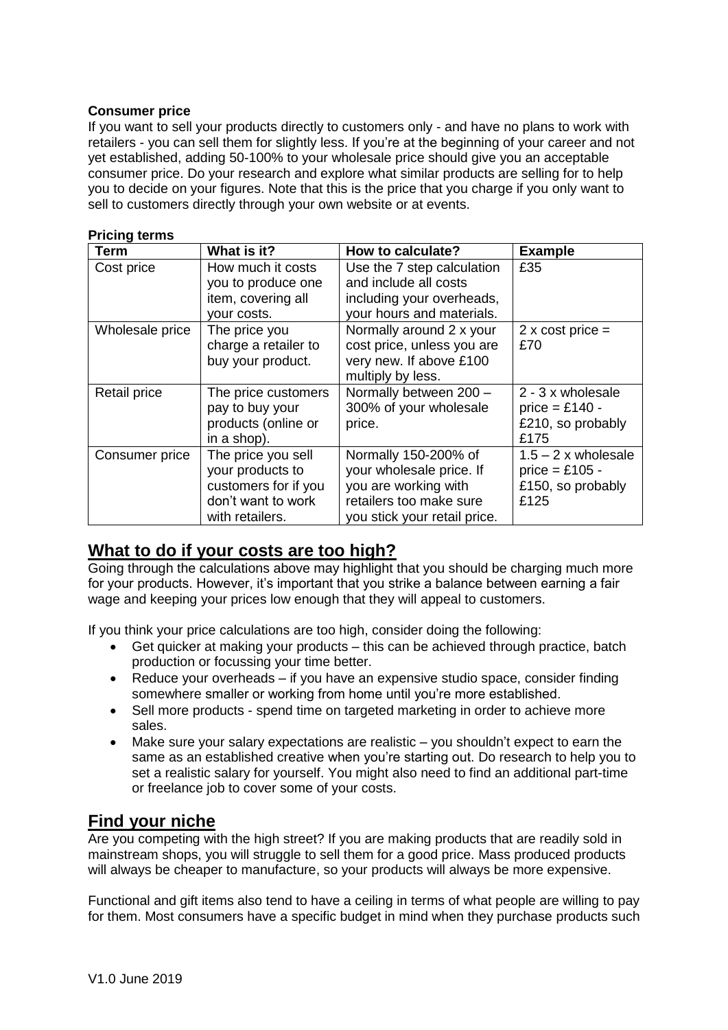**Consumer price**

If you want to sell your products directly to customers only - and have no plans to work with retailers - you can sell them for slightly less. If you're at the beginning of your career and not yet established, adding 50-100% to your wholesale price should give you an acceptable consumer price. Do your research and explore what similar products are selling for to help you to decide on your figures. Note that this is the price that you charge if you only want to sell to customers directly through your own website or at events.

**Pricing terms**

| Term | What is it? | How to calculate? | Example |
|---|---|---|---|
| Cost price | How much it costs you to produce one item, covering all your costs. | Use the 7 step calculation and include all costs including your overheads, your hours and materials. | £35 |
| Wholesale price | The price you charge a retailer to buy your product. | Normally around 2 x your cost price, unless you are very new. If above £100 multiply by less. | 2 x cost price = £70 |
| Retail price | The price customers pay to buy your products (online or in a shop). | Normally between 200 – 300% of your wholesale price. | 2 - 3 x wholesale price = £140 - £210, so probably £175 |
| Consumer price | The price you sell your products to customers for if you don't want to work with retailers. | Normally 150-200% of your wholesale price. If you are working with retailers too make sure you stick your retail price. | 1.5 – 2 x wholesale price = £105 - £150, so probably £125 |

## What to do if your costs are too high?

Going through the calculations above may highlight that you should be charging much more for your products. However, it's important that you strike a balance between earning a fair wage and keeping your prices low enough that they will appeal to customers.

If you think your price calculations are too high, consider doing the following:

- Get quicker at making your products – this can be achieved through practice, batch production or focussing your time better.
- Reduce your overheads – if you have an expensive studio space, consider finding somewhere smaller or working from home until you're more established.
- Sell more products - spend time on targeted marketing in order to achieve more sales.
- Make sure your salary expectations are realistic – you shouldn't expect to earn the same as an established creative when you're starting out. Do research to help you to set a realistic salary for yourself. You might also need to find an additional part-time or freelance job to cover some of your costs.

## Find your niche

Are you competing with the high street? If you are making products that are readily sold in mainstream shops, you will struggle to sell them for a good price. Mass produced products will always be cheaper to manufacture, so your products will always be more expensive.

Functional and gift items also tend to have a ceiling in terms of what people are willing to pay for them. Most consumers have a specific budget in mind when they purchase products such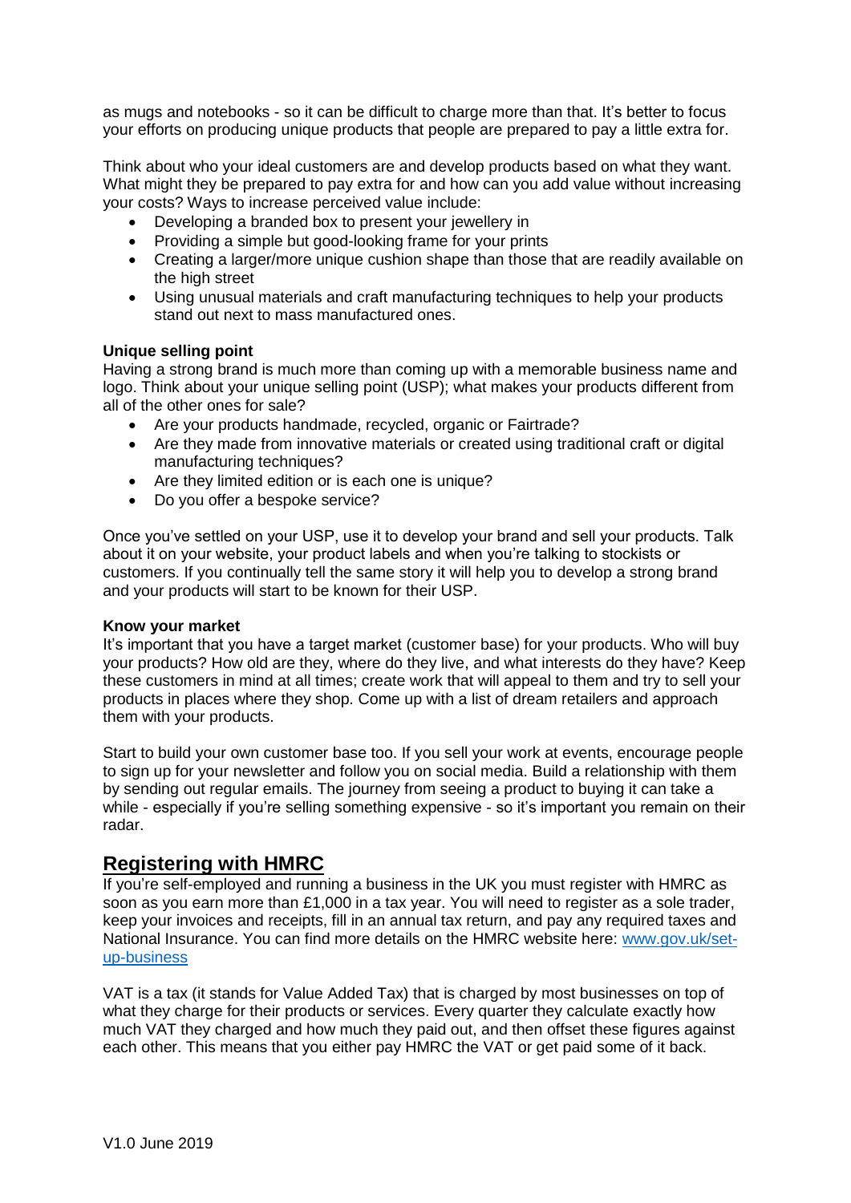as mugs and notebooks - so it can be difficult to charge more than that. It's better to focus your efforts on producing unique products that people are prepared to pay a little extra for.

Think about who your ideal customers are and develop products based on what they want. What might they be prepared to pay extra for and how can you add value without increasing your costs? Ways to increase perceived value include:

- Developing a branded box to present your jewellery in
- Providing a simple but good-looking frame for your prints
- Creating a larger/more unique cushion shape than those that are readily available on the high street
- Using unusual materials and craft manufacturing techniques to help your products stand out next to mass manufactured ones.

**Unique selling point**

Having a strong brand is much more than coming up with a memorable business name and logo. Think about your unique selling point (USP); what makes your products different from all of the other ones for sale?

- Are your products handmade, recycled, organic or Fairtrade?
- Are they made from innovative materials or created using traditional craft or digital manufacturing techniques?
- Are they limited edition or is each one is unique?
- Do you offer a bespoke service?

Once you've settled on your USP, use it to develop your brand and sell your products. Talk about it on your website, your product labels and when you're talking to stockists or customers. If you continually tell the same story it will help you to develop a strong brand and your products will start to be known for their USP.

**Know your market**

It's important that you have a target market (customer base) for your products. Who will buy your products? How old are they, where do they live, and what interests do they have? Keep these customers in mind at all times; create work that will appeal to them and try to sell your products in places where they shop. Come up with a list of dream retailers and approach them with your products.

Start to build your own customer base too. If you sell your work at events, encourage people to sign up for your newsletter and follow you on social media. Build a relationship with them by sending out regular emails. The journey from seeing a product to buying it can take a while - especially if you're selling something expensive - so it's important you remain on their radar.

## Registering with HMRC

If you're self-employed and running a business in the UK you must register with HMRC as soon as you earn more than £1,000 in a tax year. You will need to register as a sole trader, keep your invoices and receipts, fill in an annual tax return, and pay any required taxes and National Insurance. You can find more details on the HMRC website here: [www.gov.uk/set-up-business](www.gov.uk/set-up-business)

VAT is a tax (it stands for Value Added Tax) that is charged by most businesses on top of what they charge for their products or services. Every quarter they calculate exactly how much VAT they charged and how much they paid out, and then offset these figures against each other. This means that you either pay HMRC the VAT or get paid some of it back.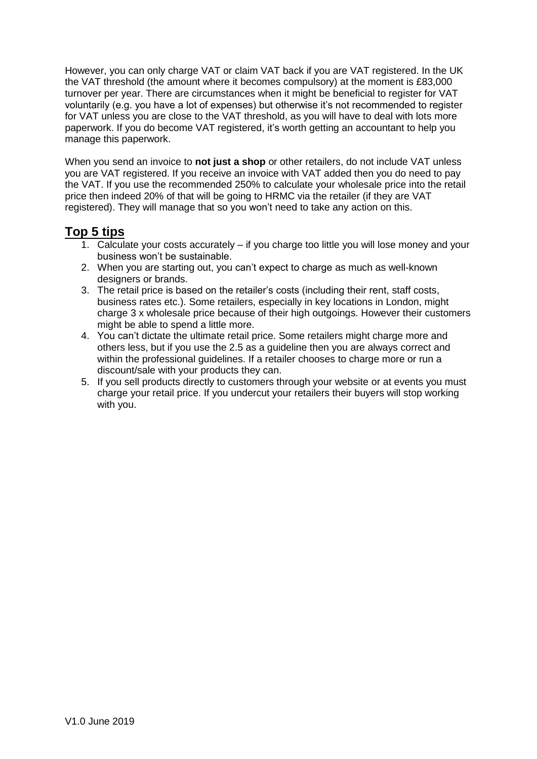However, you can only charge VAT or claim VAT back if you are VAT registered. In the UK the VAT threshold (the amount where it becomes compulsory) at the moment is £83,000 turnover per year. There are circumstances when it might be beneficial to register for VAT voluntarily (e.g. you have a lot of expenses) but otherwise it's not recommended to register for VAT unless you are close to the VAT threshold, as you will have to deal with lots more paperwork. If you do become VAT registered, it's worth getting an accountant to help you manage this paperwork.

When you send an invoice to **not just a shop** or other retailers, do not include VAT unless you are VAT registered. If you receive an invoice with VAT added then you do need to pay the VAT. If you use the recommended 250% to calculate your wholesale price into the retail price then indeed 20% of that will be going to HRMC via the retailer (if they are VAT registered). They will manage that so you won't need to take any action on this.

## Top 5 tips

1. Calculate your costs accurately – if you charge too little you will lose money and your business won't be sustainable.
2. When you are starting out, you can't expect to charge as much as well-known designers or brands.
3. The retail price is based on the retailer's costs (including their rent, staff costs, business rates etc.). Some retailers, especially in key locations in London, might charge 3 x wholesale price because of their high outgoings. However their customers might be able to spend a little more.
4. You can't dictate the ultimate retail price. Some retailers might charge more and others less, but if you use the 2.5 as a guideline then you are always correct and within the professional guidelines. If a retailer chooses to charge more or run a discount/sale with your products they can.
5. If you sell products directly to customers through your website or at events you must charge your retail price. If you undercut your retailers their buyers will stop working with you.

V1.0 June 2019